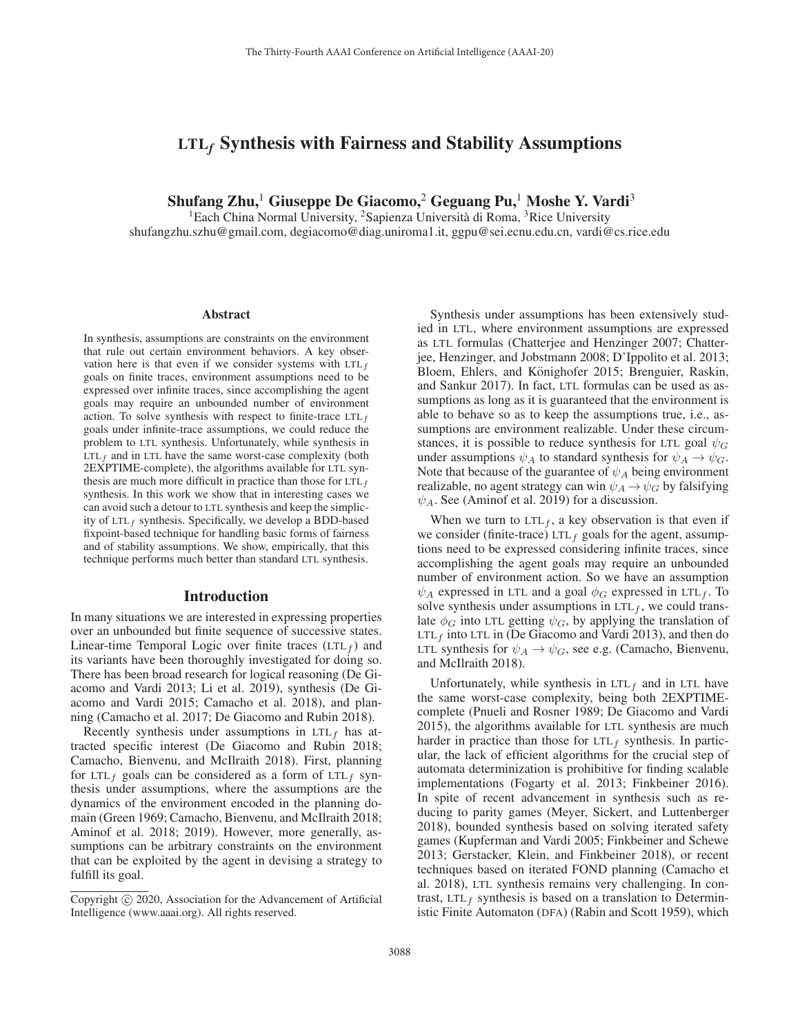# LTL$_f$ Synthesis with Fairness and Stability Assumptions

**Shufang Zhu,[1] Giuseppe De Giacomo,[2] Geguang Pu,[1] Moshe Y. Vardi[3]**

[1]Each China Normal University, [2]Sapienza Università di Roma, [3]Rice University
shufangzhu.szhu@gmail.com, degiacomo@diag.uniroma1.it, ggpu@sei.ecnu.edu.cn, vardi@cs.rice.edu

## Abstract

In synthesis, assumptions are constraints on the environment that rule out certain environment behaviors. A key observation here is that even if we consider systems with LTL$_f$ goals on finite traces, environment assumptions need to be expressed over infinite traces, since accomplishing the agent goals may require an unbounded number of environment action. To solve synthesis with respect to finite-trace LTL$_f$ goals under infinite-trace assumptions, we could reduce the problem to LTL synthesis. Unfortunately, while synthesis in LTL$_f$ and in LTL have the same worst-case complexity (both 2EXPTIME-complete), the algorithms available for LTL synthesis are much more difficult in practice than those for LTL$_f$ synthesis. In this work we show that in interesting cases we can avoid such a detour to LTL synthesis and keep the simplicity of LTL$_f$ synthesis. Specifically, we develop a BDD-based fixpoint-based technique for handling basic forms of fairness and of stability assumptions. We show, empirically, that this technique performs much better than standard LTL synthesis.

## Introduction

In many situations we are interested in expressing properties over an unbounded but finite sequence of successive states. Linear-time Temporal Logic over finite traces (LTL$_f$) and its variants have been thoroughly investigated for doing so. There has been broad research for logical reasoning (De Giacomo and Vardi 2013; Li et al. 2019), synthesis (De Giacomo and Vardi 2015; Camacho et al. 2018), and planning (Camacho et al. 2017; De Giacomo and Rubin 2018).

Recently synthesis under assumptions in LTL$_f$ has attracted specific interest (De Giacomo and Rubin 2018; Camacho, Bienvenu, and McIlraith 2018). First, planning for LTL$_f$ goals can be considered as a form of LTL$_f$ synthesis under assumptions, where the assumptions are the dynamics of the environment encoded in the planning domain (Green 1969; Camacho, Bienvenu, and McIlraith 2018; Aminof et al. 2018; 2019). However, more generally, assumptions can be arbitrary constraints on the environment that can be exploited by the agent in devising a strategy to fulfill its goal.

Synthesis under assumptions has been extensively studied in LTL, where environment assumptions are expressed as LTL formulas (Chatterjee and Henzinger 2007; Chatterjee, Henzinger, and Jobstmann 2008; D'Ippolito et al. 2013; Bloem, Ehlers, and Könighofer 2015; Brenguier, Raskin, and Sankur 2017). In fact, LTL formulas can be used as assumptions as long as it is guaranteed that the environment is able to behave so as to keep the assumptions true, i.e., assumptions are environment realizable. Under these circumstances, it is possible to reduce synthesis for LTL goal $\psi_G$ under assumptions $\psi_A$ to standard synthesis for $\psi_A \rightarrow \psi_G$. Note that because of the guarantee of $\psi_A$ being environment realizable, no agent strategy can win $\psi_A \rightarrow \psi_G$ by falsifying $\psi_A$. See (Aminof et al. 2019) for a discussion.

When we turn to LTL$_f$, a key observation is that even if we consider (finite-trace) LTL$_f$ goals for the agent, assumptions need to be expressed considering infinite traces, since accomplishing the agent goals may require an unbounded number of environment action. So we have an assumption $\psi_A$ expressed in LTL and a goal $\phi_G$ expressed in LTL$_f$. To solve synthesis under assumptions in LTL$_f$, we could translate $\phi_G$ into LTL getting $\psi_G$, by applying the translation of LTL$_f$ into LTL in (De Giacomo and Vardi 2013), and then do LTL synthesis for $\psi_A \rightarrow \psi_G$, see e.g. (Camacho, Bienvenu, and McIlraith 2018).

Unfortunately, while synthesis in LTL$_f$ and in LTL have the same worst-case complexity, being both 2EXPTIME-complete (Pnueli and Rosner 1989; De Giacomo and Vardi 2015), the algorithms available for LTL synthesis are much harder in practice than those for LTL$_f$ synthesis. In particular, the lack of efficient algorithms for the crucial step of automata determinization is prohibitive for finding scalable implementations (Fogarty et al. 2013; Finkbeiner 2016). In spite of recent advancement in synthesis such as reducing to parity games (Meyer, Sickert, and Luttenberger 2018), bounded synthesis based on solving iterated safety games (Kupferman and Vardi 2005; Finkbeiner and Schewe 2013; Gerstacker, Klein, and Finkbeiner 2018), or recent techniques based on iterated FOND planning (Camacho et al. 2018), LTL synthesis remains very challenging. In contrast, LTL$_f$ synthesis is based on a translation to Deterministic Finite Automaton (DFA) (Rabin and Scott 1959), which

Copyright © 2020, Association for the Advancement of Artificial Intelligence (www.aaai.org). All rights reserved.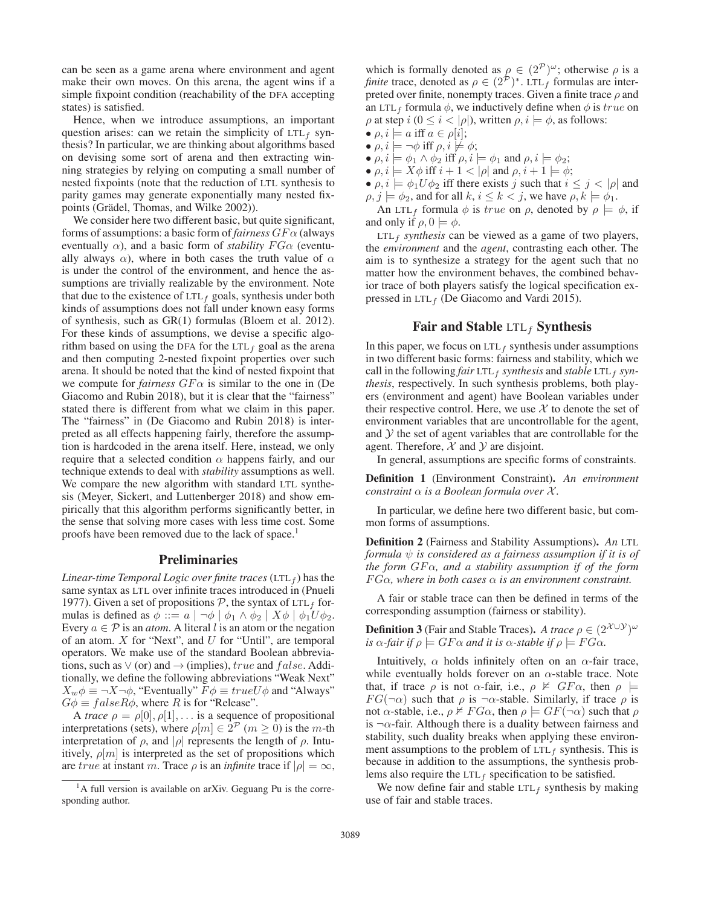can be seen as a game arena where environment and agent make their own moves. On this arena, the agent wins if a simple fixpoint condition (reachability of the DFA accepting states) is satisfied.

Hence, when we introduce assumptions, an important question arises: can we retain the simplicity of $\text{LTL}_f$ synthesis? In particular, we are thinking about algorithms based on devising some sort of arena and then extracting winning strategies by relying on computing a small number of nested fixpoints (note that the reduction of LTL synthesis to parity games may generate exponentially many nested fixpoints (Grädel, Thomas, and Wilke 2002)).

We consider here two different basic, but quite significant, forms of assumptions: a basic form of *fairness* $GF\alpha$ (always eventually $\alpha$), and a basic form of *stability* $FG\alpha$ (eventually always $\alpha$), where in both cases the truth value of $\alpha$ is under the control of the environment, and hence the assumptions are trivially realizable by the environment. Note that due to the existence of $\text{LTL}_f$ goals, synthesis under both kinds of assumptions does not fall under known easy forms of synthesis, such as GR(1) formulas (Bloem et al. 2012). For these kinds of assumptions, we devise a specific algorithm based on using the DFA for the $\text{LTL}_f$ goal as the arena and then computing 2-nested fixpoint properties over such arena. It should be noted that the kind of nested fixpoint that we compute for *fairness* $GF\alpha$ is similar to the one in (De Giacomo and Rubin 2018), but it is clear that the "fairness" stated there is different from what we claim in this paper. The "fairness" in (De Giacomo and Rubin 2018) is interpreted as all effects happening fairly, therefore the assumption is hardcoded in the arena itself. Here, instead, we only require that a selected condition $\alpha$ happens fairly, and our technique extends to deal with *stability* assumptions as well. We compare the new algorithm with standard LTL synthesis (Meyer, Sickert, and Luttenberger 2018) and show empirically that this algorithm performs significantly better, in the sense that solving more cases with less time cost. Some proofs have been removed due to the lack of space.[1]

## Preliminaries

*Linear-time Temporal Logic over finite traces* ($\text{LTL}_f$) has the same syntax as LTL over infinite traces introduced in (Pnueli 1977). Given a set of propositions $\mathcal{P}$, the syntax of $\text{LTL}_f$ formulas is defined as $\phi ::= a \mid \neg\phi \mid \phi_1 \wedge \phi_2 \mid X\phi \mid \phi_1 U \phi_2$. Every $a \in \mathcal{P}$ is an *atom*. A literal $l$ is an atom or the negation of an atom. $X$ for "Next", and $U$ for "Until", are temporal operators. We make use of the standard Boolean abbreviations, such as $\vee$ (or) and $\rightarrow$ (implies), $true$ and $false$. Additionally, we define the following abbreviations "Weak Next" $X_w\phi \equiv \neg X \neg \phi$, "Eventually" $F\phi \equiv true U \phi$ and "Always" $G\phi \equiv false R \phi$, where $R$ is for "Release".

A *trace* $\rho = \rho[0], \rho[1], \ldots$ is a sequence of propositional interpretations (sets), where $\rho[m] \in 2^{\mathcal{P}}$ ($m \geq 0$) is the $m$-th interpretation of $\rho$, and $|\rho|$ represents the length of $\rho$. Intuitively, $\rho[m]$ is interpreted as the set of propositions which are $true$ at instant $m$. Trace $\rho$ is an *infinite* trace if $|\rho| = \infty$, which is formally denoted as $\rho \in (2^{\mathcal{P}})^\omega$; otherwise $\rho$ is a *finite* trace, denoted as $\rho \in (2^{\mathcal{P}})^*$. $\text{LTL}_f$ formulas are interpreted over finite, nonempty traces. Given a finite trace $\rho$ and an $\text{LTL}_f$ formula $\phi$, we inductively define when $\phi$ is $true$ on $\rho$ at step $i$ ($0 \leq i < |\rho|$), written $\rho, i \models \phi$, as follows:

- $\rho, i \models a$ iff $a \in \rho[i]$;
- $\rho, i \models \neg\phi$ iff $\rho, i \not\models \phi$;
- $\rho, i \models \phi_1 \wedge \phi_2$ iff $\rho, i \models \phi_1$ and $\rho, i \models \phi_2$;
- $\rho, i \models X\phi$ iff $i + 1 < |\rho|$ and $\rho, i + 1 \models \phi$;
- $\rho, i \models \phi_1 U \phi_2$ iff there exists $j$ such that $i \leq j < |\rho|$ and $\rho, j \models \phi_2$, and for all $k$, $i \leq k < j$, we have $\rho, k \models \phi_1$.

An $\text{LTL}_f$ formula $\phi$ is $true$ on $\rho$, denoted by $\rho \models \phi$, if and only if $\rho, 0 \models \phi$.

$\text{LTL}_f$ *synthesis* can be viewed as a game of two players, the *environment* and the *agent*, contrasting each other. The aim is to synthesize a strategy for the agent such that no matter how the environment behaves, the combined behavior trace of both players satisfy the logical specification expressed in $\text{LTL}_f$ (De Giacomo and Vardi 2015).

## Fair and Stable $\text{LTL}_f$ Synthesis

In this paper, we focus on $\text{LTL}_f$ synthesis under assumptions in two different basic forms: fairness and stability, which we call in the following *fair* $\text{LTL}_f$ *synthesis* and *stable* $\text{LTL}_f$ *synthesis*, respectively. In such synthesis problems, both players (environment and agent) have Boolean variables under their respective control. Here, we use $\mathcal{X}$ to denote the set of environment variables that are uncontrollable for the agent, and $\mathcal{Y}$ the set of agent variables that are controllable for the agent. Therefore, $\mathcal{X}$ and $\mathcal{Y}$ are disjoint.

In general, assumptions are specific forms of constraints.

**Definition 1** (Environment Constraint). *An environment constraint $\alpha$ is a Boolean formula over $\mathcal{X}$.*

In particular, we define here two different basic, but common forms of assumptions.

**Definition 2** (Fairness and Stability Assumptions). *An LTL formula $\psi$ is considered as a fairness assumption if it is of the form $GF\alpha$, and a stability assumption if of the form $FG\alpha$, where in both cases $\alpha$ is an environment constraint.*

A fair or stable trace can then be defined in terms of the corresponding assumption (fairness or stability).

**Definition 3** (Fair and Stable Traces). *A trace $\rho \in (2^{\mathcal{X} \cup \mathcal{Y}})^\omega$ is $\alpha$-fair if $\rho \models GF\alpha$ and it is $\alpha$-stable if $\rho \models FG\alpha$.*

Intuitively, $\alpha$ holds infinitely often on an $\alpha$-fair trace, while eventually holds forever on an $\alpha$-stable trace. Note that, if trace $\rho$ is not $\alpha$-fair, i.e., $\rho \not\models GF\alpha$, then $\rho \models FG(\neg\alpha)$ such that $\rho$ is $\neg\alpha$-stable. Similarly, if trace $\rho$ is not $\alpha$-stable, i.e., $\rho \not\models FG\alpha$, then $\rho \models GF(\neg\alpha)$ such that $\rho$ is $\neg\alpha$-fair. Although there is a duality between fairness and stability, such duality breaks when applying these environment assumptions to the problem of $\text{LTL}_f$ synthesis. This is because in addition to the assumptions, the synthesis problems also require the $\text{LTL}_f$ specification to be satisfied.

We now define fair and stable $\text{LTL}_f$ synthesis by making use of fair and stable traces.

[1] A full version is available on arXiv. Geguang Pu is the corresponding author.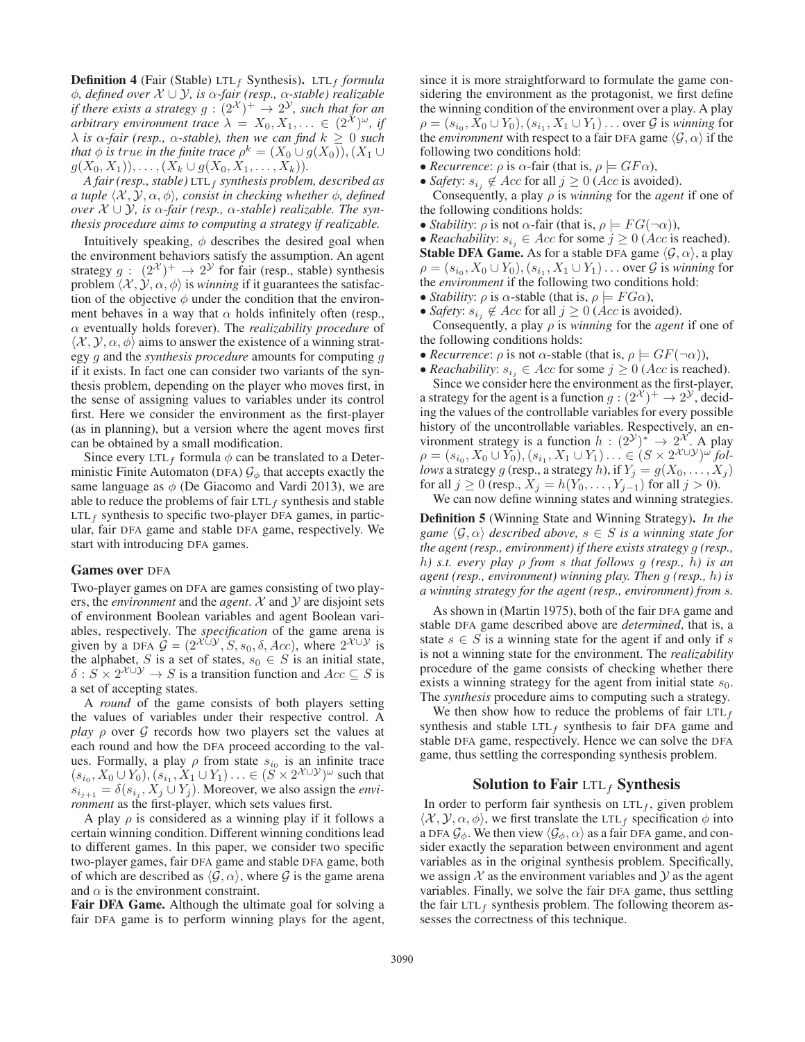**Definition 4** (Fair (Stable) LTL$_f$ Synthesis)**.** *LTL$_f$ formula $\phi$, defined over $\mathcal{X} \cup \mathcal{Y}$, is $\alpha$-fair (resp., $\alpha$-stable) realizable if there exists a strategy $g : (2^{\mathcal{X}})^+ \rightarrow 2^{\mathcal{Y}}$, such that for an arbitrary environment trace $\lambda = X_0, X_1, \ldots \in (2^{\mathcal{X}})^\omega$, if $\lambda$ is $\alpha$-fair (resp., $\alpha$-stable), then we can find $k \geq 0$ such that $\phi$ is $true$ in the finite trace $\rho^k = (X_0 \cup g(X_0)), (X_1 \cup g(X_0, X_1)), \ldots, (X_k \cup g(X_0, X_1, \ldots, X_k))$.*

*A fair (resp., stable) LTL$_f$ synthesis problem, described as a tuple $\langle \mathcal{X}, \mathcal{Y}, \alpha, \phi \rangle$, consist in checking whether $\phi$, defined over $\mathcal{X} \cup \mathcal{Y}$, is $\alpha$-fair (resp., $\alpha$-stable) realizable. The synthesis procedure aims to computing a strategy if realizable.*

Intuitively speaking, $\phi$ describes the desired goal when the environment behaviors satisfy the assumption. An agent strategy $g : (2^{\mathcal{X}})^+ \rightarrow 2^{\mathcal{Y}}$ for fair (resp., stable) synthesis problem $\langle \mathcal{X}, \mathcal{Y}, \alpha, \phi \rangle$ is *winning* if it guarantees the satisfaction of the objective $\phi$ under the condition that the environment behaves in a way that $\alpha$ holds infinitely often (resp., $\alpha$ eventually holds forever). The *realizability procedure* of $\langle \mathcal{X}, \mathcal{Y}, \alpha, \phi \rangle$ aims to answer the existence of a winning strategy $g$ and the *synthesis procedure* amounts for computing $g$ if it exists. In fact one can consider two variants of the synthesis problem, depending on the player who moves first, in the sense of assigning values to variables under its control first. Here we consider the environment as the first-player (as in planning), but a version where the agent moves first can be obtained by a small modification.

Since every LTL$_f$ formula $\phi$ can be translated to a Deterministic Finite Automaton (DFA) $\mathcal{G}_\phi$ that accepts exactly the same language as $\phi$ (De Giacomo and Vardi 2013), we are able to reduce the problems of fair LTL$_f$ synthesis and stable LTL$_f$ synthesis to specific two-player DFA games, in particular, fair DFA game and stable DFA game, respectively. We start with introducing DFA games.

## Games over DFA

Two-player games on DFA are games consisting of two players, the *environment* and the *agent*. $\mathcal{X}$ and $\mathcal{Y}$ are disjoint sets of environment Boolean variables and agent Boolean variables, respectively. The *specification* of the game arena is given by a DFA $\mathcal{G} = (2^{\mathcal{X} \cup \mathcal{Y}}, S, s_0, \delta, Acc)$, where $2^{\mathcal{X} \cup \mathcal{Y}}$ is the alphabet, $S$ is a set of states, $s_0 \in S$ is an initial state, $\delta : S \times 2^{\mathcal{X} \cup \mathcal{Y}} \rightarrow S$ is a transition function and $Acc \subseteq S$ is a set of accepting states.

A *round* of the game consists of both players setting the values of variables under their respective control. A *play* $\rho$ over $\mathcal{G}$ records how two players set the values at each round and how the DFA proceed according to the values. Formally, a play $\rho$ from state $s_{i_0}$ is an infinite trace $(s_{i_0}, X_0 \cup Y_0), (s_{i_1}, X_1 \cup Y_1) \ldots \in (S \times 2^{\mathcal{X} \cup \mathcal{Y}})^\omega$ such that $s_{i_{j+1}} = \delta(s_{i_j}, X_j \cup Y_j)$. Moreover, we also assign the *environment* as the first-player, which sets values first.

A play $\rho$ is considered as a winning play if it follows a certain winning condition. Different winning conditions lead to different games. In this paper, we consider two specific two-player games, fair DFA game and stable DFA game, both of which are described as $\langle \mathcal{G}, \alpha \rangle$, where $\mathcal{G}$ is the game arena and $\alpha$ is the environment constraint.

**Fair DFA Game.** Although the ultimate goal for solving a fair DFA game is to perform winning plays for the agent, since it is more straightforward to formulate the game considering the environment as the protagonist, we first define the winning condition of the environment over a play. A play $\rho = (s_{i_0}, X_0 \cup Y_0), (s_{i_1}, X_1 \cup Y_1) \ldots$ over $\mathcal{G}$ is *winning* for the *environment* with respect to a fair DFA game $\langle \mathcal{G}, \alpha \rangle$ if the following two conditions hold:

- *Recurrence*: $\rho$ is $\alpha$-fair (that is, $\rho \models GF\alpha$),
- *Safety*: $s_{i_j} \notin Acc$ for all $j \geq 0$ ($Acc$ is avoided).

Consequently, a play $\rho$ is *winning* for the *agent* if one of the following conditions holds:

- *Stability*: $\rho$ is not $\alpha$-fair (that is, $\rho \models FG(\neg\alpha)$),
- *Reachability*: $s_{i_j} \in Acc$ for some $j \geq 0$ ($Acc$ is reached).

**Stable DFA Game.** As for a stable DFA game $\langle \mathcal{G}, \alpha \rangle$, a play $\rho = (s_{i_0}, X_0 \cup Y_0), (s_{i_1}, X_1 \cup Y_1) \ldots$ over $\mathcal{G}$ is *winning* for the *environment* if the following two conditions hold:

- *Stability*: $\rho$ is $\alpha$-stable (that is, $\rho \models FG\alpha$),
- *Safety*: $s_{i_j} \notin Acc$ for all $j \geq 0$ ($Acc$ is avoided).

Consequently, a play $\rho$ is *winning* for the *agent* if one of the following conditions holds:

- *Recurrence*: $\rho$ is not $\alpha$-stable (that is, $\rho \models GF(\neg\alpha)$),
- *Reachability*: $s_{i_j} \in Acc$ for some $j \geq 0$ ($Acc$ is reached).

Since we consider here the environment as the first-player, a strategy for the agent is a function $g : (2^{\mathcal{X}})^+ \rightarrow 2^{\mathcal{Y}}$, deciding the values of the controllable variables for every possible history of the uncontrollable variables. Respectively, an environment strategy is a function $h : (2^{\mathcal{Y}})^* \rightarrow 2^{\mathcal{X}}$. A play $\rho = (s_{i_0}, X_0 \cup Y_0), (s_{i_1}, X_1 \cup Y_1) \ldots \in (S \times 2^{\mathcal{X} \cup \mathcal{Y}})^\omega$ *follows* a strategy $g$ (resp., a strategy $h$), if $Y_j = g(X_0, \ldots, X_j)$ for all $j \geq 0$ (resp., $X_j = h(Y_0, \ldots, Y_{j-1})$ for all $j > 0$).

We can now define winning states and winning strategies.

**Definition 5** (Winning State and Winning Strategy)**.** *In the game $\langle \mathcal{G}, \alpha \rangle$ described above, $s \in S$ is a winning state for the agent (resp., environment) if there exists strategy $g$ (resp., $h$) s.t. every play $\rho$ from $s$ that follows $g$ (resp., $h$) is an agent (resp., environment) winning play. Then $g$ (resp., $h$) is a winning strategy for the agent (resp., environment) from $s$.*

As shown in (Martin 1975), both of the fair DFA game and stable DFA game described above are *determined*, that is, a state $s \in S$ is a winning state for the agent if and only if $s$ is not a winning state for the environment. The *realizability* procedure of the game consists of checking whether there exists a winning strategy for the agent from initial state $s_0$. The *synthesis* procedure aims to computing such a strategy.

We then show how to reduce the problems of fair LTL$_f$ synthesis and stable LTL$_f$ synthesis to fair DFA game and stable DFA game, respectively. Hence we can solve the DFA game, thus settling the corresponding synthesis problem.

## Solution to Fair LTL$_f$ Synthesis

In order to perform fair synthesis on LTL$_f$, given problem $\langle \mathcal{X}, \mathcal{Y}, \alpha, \phi \rangle$, we first translate the LTL$_f$ specification $\phi$ into a DFA $\mathcal{G}_\phi$. We then view $\langle \mathcal{G}_\phi, \alpha \rangle$ as a fair DFA game, and consider exactly the separation between environment and agent variables as in the original synthesis problem. Specifically, we assign $\mathcal{X}$ as the environment variables and $\mathcal{Y}$ as the agent variables. Finally, we solve the fair DFA game, thus settling the fair LTL$_f$ synthesis problem. The following theorem assesses the correctness of this technique.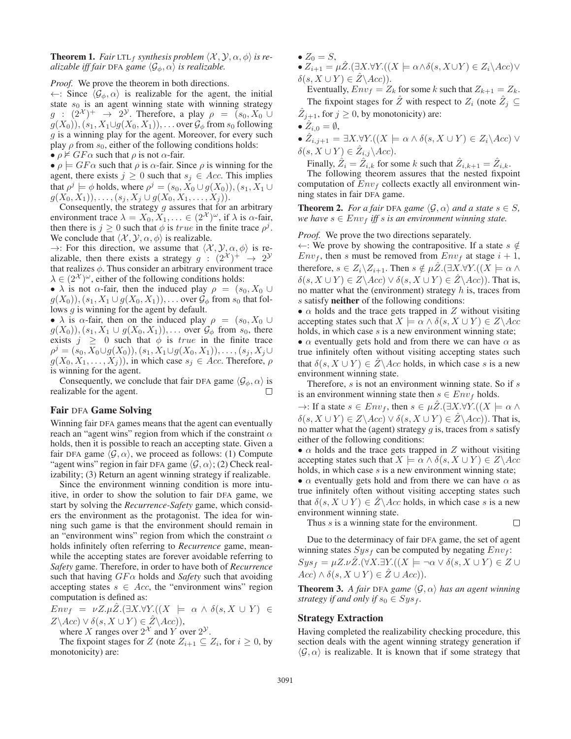**Theorem 1.** *Fair* LTL$_f$ *synthesis problem* $\langle \mathcal{X}, \mathcal{Y}, \alpha, \phi \rangle$ *is realizable iff fair* DFA *game* $\langle \mathcal{G}_\phi, \alpha \rangle$ *is realizable.*

*Proof.* We prove the theorem in both directions.

$\leftarrow$: Since $\langle \mathcal{G}_\phi, \alpha \rangle$ is realizable for the agent, the initial state $s_0$ is an agent winning state with winning strategy $g : (2^{\mathcal{X}})^+ \to 2^{\mathcal{Y}}$. Therefore, a play $\rho = (s_0, X_0 \cup g(X_0)), (s_1, X_1 \cup g(X_0, X_1)), \ldots$ over $\mathcal{G}_\phi$ from $s_0$ following $g$ is a winning play for the agent. Moreover, for every such play $\rho$ from $s_0$, either of the following conditions holds:

- $\rho \not\models GF\alpha$ such that $\rho$ is not $\alpha$-fair.
- $\rho \models GF\alpha$ such that $\rho$ is $\alpha$-fair. Since $\rho$ is winning for the agent, there exists $j \geq 0$ such that $s_j \in Acc$. This implies that $\rho^j \models \phi$ holds, where $\rho^j = (s_0, X_0 \cup g(X_0)), (s_1, X_1 \cup g(X_0, X_1)), \ldots, (s_j, X_j \cup g(X_0, X_1, \ldots, X_j))$.

Consequently, the strategy $g$ assures that for an arbitrary environment trace $\lambda = X_0, X_1, \ldots \in (2^{\mathcal{X}})^\omega$, if $\lambda$ is $\alpha$-fair, then there is $j \geq 0$ such that $\phi$ is $true$ in the finite trace $\rho^j$. We conclude that $\langle \mathcal{X}, \mathcal{Y}, \alpha, \phi \rangle$ is realizable.

$\rightarrow$: For this direction, we assume that $\langle \mathcal{X}, \mathcal{Y}, \alpha, \phi \rangle$ is realizable, then there exists a strategy $g : (2^{\mathcal{X}})^+ \to 2^{\mathcal{Y}}$ that realizes $\phi$. Thus consider an arbitrary environment trace $\lambda \in (2^{\mathcal{X}})^\omega$, either of the following conditions holds:

- $\lambda$ is not $\alpha$-fair, then the induced play $\rho = (s_0, X_0 \cup g(X_0)), (s_1, X_1 \cup g(X_0, X_1)), \ldots$ over $\mathcal{G}_\phi$ from $s_0$ that follows $g$ is winning for the agent by default.
- $\lambda$ is $\alpha$-fair, then on the induced play $\rho = (s_0, X_0 \cup g(X_0)), (s_1, X_1 \cup g(X_0, X_1)), \ldots$ over $\mathcal{G}_\phi$ from $s_0$, there exists $j \geq 0$ such that $\phi$ is $true$ in the finite trace $\rho^j = (s_0, X_0 \cup g(X_0)), (s_1, X_1 \cup g(X_0, X_1)), \ldots, (s_j, X_j \cup g(X_0, X_1, \ldots, X_j))$, in which case $s_j \in Acc$. Therefore, $\rho$ is winning for the agent.

Consequently, we conclude that fair DFA game $\langle \mathcal{G}_\phi, \alpha \rangle$ is realizable for the agent. $\square$

## Fair DFA Game Solving

Winning fair DFA games means that the agent can eventually reach an "agent wins" region from which if the constraint $\alpha$ holds, then it is possible to reach an accepting state. Given a fair DFA game $\langle \mathcal{G}, \alpha \rangle$, we proceed as follows: (1) Compute "agent wins" region in fair DFA game $\langle \mathcal{G}, \alpha \rangle$; (2) Check realizability; (3) Return an agent winning strategy if realizable.

Since the environment winning condition is more intuitive, in order to show the solution to fair DFA game, we start by solving the *Recurrence-Safety* game, which considers the environment as the protagonist. The idea for winning such game is that the environment should remain in an "environment wins" region from which the constraint $\alpha$ holds infinitely often referring to *Recurrence* game, meanwhile the accepting states are forever avoidable referring to *Safety* game. Therefore, in order to have both of *Recurrence* such that having $GF\alpha$ holds and *Safety* such that avoiding accepting states $s \in Acc$, the "environment wins" region computation is defined as:

$Env_f = \nu Z.\mu \hat{Z}.(\exists X.\forall Y.((X \models \alpha \wedge \delta(s, X \cup Y) \in Z \backslash Acc) \vee \delta(s, X \cup Y) \in \hat{Z} \backslash Acc))$,

where $X$ ranges over $2^{\mathcal{X}}$ and $Y$ over $2^{\mathcal{Y}}$.

The fixpoint stages for $Z$ (note $Z_{i+1} \subseteq Z_i$, for $i \geq 0$, by monotonicity) are:

- $Z_0 = S$,
- $Z_{i+1} = \mu \hat{Z}.(\exists X.\forall Y.((X \models \alpha \wedge \delta(s, X \cup Y) \in Z_i \backslash Acc) \vee \delta(s, X \cup Y) \in \hat{Z} \backslash Acc))$.

Eventually, $Env_f = Z_k$ for some $k$ such that $Z_{k+1} = Z_k$.

The fixpoint stages for $\hat{Z}$ with respect to $Z_i$ (note $\hat{Z}_j \subseteq \hat{Z}_{j+1}$, for $j \geq 0$, by monotonicity) are:

- $\hat{Z}_{i,0} = \emptyset$,
- $\hat{Z}_{i,j+1} = \exists X.\forall Y.((X \models \alpha \wedge \delta(s, X \cup Y) \in Z_i \backslash Acc) \vee \delta(s, X \cup Y) \in \hat{Z}_{i,j} \backslash Acc)$.

Finally, $\hat{Z}_i = \hat{Z}_{i,k}$ for some $k$ such that $\hat{Z}_{i,k+1} = \hat{Z}_{i,k}$.

The following theorem assures that the nested fixpoint computation of $Env_f$ collects exactly all environment winning states in fair DFA game.

**Theorem 2.** *For a fair* DFA *game* $\langle \mathcal{G}, \alpha \rangle$ *and a state* $s \in S$*, we have* $s \in Env_f$ *iff* $s$ *is an environment winning state.*

*Proof.* We prove the two directions separately.

$\leftarrow$: We prove by showing the contrapositive. If a state $s \notin Env_f$, then $s$ must be removed from $Env_f$ at stage $i+1$, therefore, $s \in Z_i \backslash Z_{i+1}$. Then $s \notin \mu \hat{Z}.(\exists X.\forall Y.((X \models \alpha \wedge \delta(s, X \cup Y) \in Z \backslash Acc) \vee \delta(s, X \cup Y) \in \hat{Z} \backslash Acc))$. That is, no matter what the (environment) strategy $h$ is, traces from $s$ satisfy **neither** of the following conditions:

- $\alpha$ holds and the trace gets trapped in $Z$ without visiting accepting states such that $X \models \alpha \wedge \delta(s, X \cup Y) \in Z \backslash Acc$ holds, in which case $s$ is a new environment winning state;
- $\alpha$ eventually gets hold and from there we can have $\alpha$ as true infinitely often without visiting accepting states such that $\delta(s, X \cup Y) \in \hat{Z} \backslash Acc$ holds, in which case $s$ is a new environment winning state.

Therefore, $s$ is not an environment winning state. So if $s$ is an environment winning state then $s \in Env_f$ holds.

$\rightarrow$: If a state $s \in Env_f$, then $s \in \mu \hat{Z}.(\exists X.\forall Y.((X \models \alpha \wedge \delta(s, X \cup Y) \in Z \backslash Acc) \vee \delta(s, X \cup Y) \in \hat{Z} \backslash Acc))$. That is, no matter what the (agent) strategy $g$ is, traces from $s$ satisfy either of the following conditions:

- $\alpha$ holds and the trace gets trapped in $Z$ without visiting accepting states such that $X \models \alpha \wedge \delta(s, X \cup Y) \in Z \backslash Acc$ holds, in which case $s$ is a new environment winning state;
- $\alpha$ eventually gets hold and from there we can have $\alpha$ as true infinitely often without visiting accepting states such that $\delta(s, X \cup Y) \in \hat{Z} \backslash Acc$ holds, in which case $s$ is a new environment winning state.

Thus $s$ is a winning state for the environment. $\square$

Due to the determinacy of fair DFA game, the set of agent winning states $Sys_f$ can be computed by negating $Env_f$:

$Sys_f = \mu Z.\nu \hat{Z}.(\forall X.\exists Y.((X \models \neg\alpha \vee \delta(s, X \cup Y) \in Z \cup Acc) \wedge \delta(s, X \cup Y) \in \hat{Z} \cup Acc))$.

**Theorem 3.** *A fair* DFA *game* $\langle \mathcal{G}, \alpha \rangle$ *has an agent winning strategy if and only if* $s_0 \in Sys_f$.

## Strategy Extraction

Having completed the realizability checking procedure, this section deals with the agent winning strategy generation if $\langle \mathcal{G}, \alpha \rangle$ is realizable. It is known that if some strategy that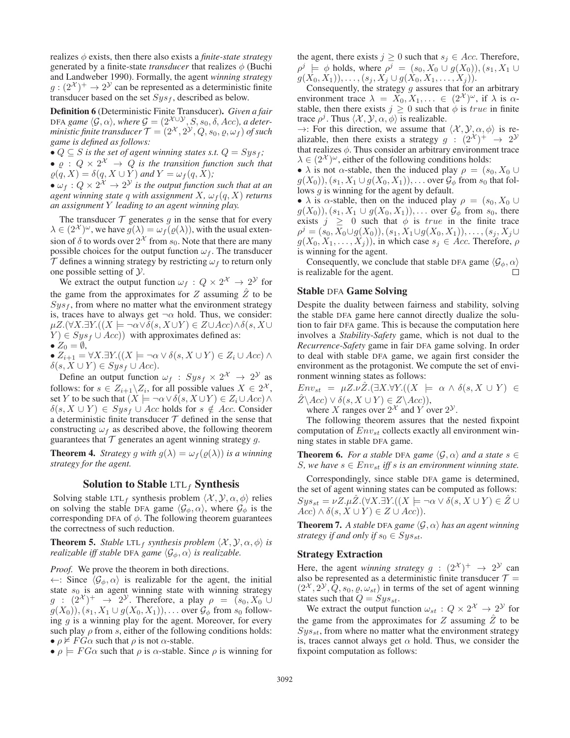realizes $\phi$ exists, then there also exists a *finite-state strategy* generated by a finite-state *transducer* that realizes $\phi$ (Buchi and Landweber 1990). Formally, the agent *winning strategy* $g : (2^{\mathcal{X}})^+ \to 2^{\mathcal{Y}}$ can be represented as a deterministic finite transducer based on the set $Sys_f$, described as below.

**Definition 6** (Deterministic Finite Transducer). *Given a fair* DFA *game* $\langle \mathcal{G}, \alpha \rangle$*, where* $\mathcal{G} = (2^{\mathcal{X} \cup \mathcal{Y}}, S, s_0, \delta, Acc)$*, a deterministic finite transducer* $\mathcal{T} = (2^{\mathcal{X}}, 2^{\mathcal{Y}}, Q, s_0, \varrho, \omega_f)$ *of such game is defined as follows:*

- $Q \subseteq S$ *is the set of agent winning states s.t.* $Q = Sys_f$*;*
- $\varrho : Q \times 2^{\mathcal{X}} \to Q$ *is the transition function such that* $\varrho(q, X) = \delta(q, X \cup Y)$ *and* $Y = \omega_f(q, X)$*;*
- $\omega_f : Q \times 2^{\mathcal{X}} \to 2^{\mathcal{Y}}$ *is the output function such that at an agent winning state* $q$ *with assignment* $X$*,* $\omega_f(q, X)$ *returns an assignment* $Y$ *leading to an agent winning play.*

The transducer $\mathcal{T}$ generates $g$ in the sense that for every $\lambda \in (2^{\mathcal{X}})^\omega$, we have $g(\lambda) = \omega_f(\varrho(\lambda))$, with the usual extension of $\delta$ to words over $2^{\mathcal{X}}$ from $s_0$. Note that there are many possible choices for the output function $\omega_f$. The transducer $\mathcal{T}$ defines a winning strategy by restricting $\omega_f$ to return only one possible setting of $\mathcal{Y}$.

We extract the output function $\omega_f : Q \times 2^{\mathcal{X}} \to 2^{\mathcal{Y}}$ for the game from the approximates for $Z$ assuming $\hat{Z}$ to be $Sys_f$, from where no matter what the environment strategy is, traces have to always get $\neg\alpha$ hold. Thus, we consider: $\mu Z.(\forall X.\exists Y.((X \models \neg\alpha \vee \delta(s, X \cup Y) \in Z \cup Acc) \wedge \delta(s, X \cup Y) \in Sys_f \cup Acc))$ with approximates defined as:

- $Z_0 = \emptyset$,
- $Z_{i+1} = \forall X.\exists Y.((X \models \neg\alpha \vee \delta(s, X \cup Y) \in Z_i \cup Acc) \wedge \delta(s, X \cup Y) \in Sys_f \cup Acc)$.

Define an output function $\omega_f : Sys_f \times 2^{\mathcal{X}} \to 2^{\mathcal{Y}}$ as follows: for $s \in Z_{i+1} \backslash Z_i$, for all possible values $X \in 2^{\mathcal{X}}$, set $Y$ to be such that $(X \models \neg\alpha \vee \delta(s, X \cup Y) \in Z_i \cup Acc) \wedge \delta(s, X \cup Y) \in Sys_f \cup Acc$ holds for $s \notin Acc$. Consider a deterministic finite transducer $\mathcal{T}$ defined in the sense that constructing $\omega_f$ as described above, the following theorem guarantees that $\mathcal{T}$ generates an agent winning strategy $g$.

**Theorem 4.** *Strategy* $g$ *with* $g(\lambda) = \omega_f(\varrho(\lambda))$ *is a winning strategy for the agent.*

## Solution to Stable LTL$_f$ Synthesis

Solving stable LTL$_f$ synthesis problem $\langle \mathcal{X}, \mathcal{Y}, \alpha, \phi \rangle$ relies on solving the stable DFA game $\langle \mathcal{G}_\phi, \alpha \rangle$, where $\mathcal{G}_\phi$ is the corresponding DFA of $\phi$. The following theorem guarantees the correctness of such reduction.

**Theorem 5.** *Stable* LTL$_f$ *synthesis problem* $\langle \mathcal{X}, \mathcal{Y}, \alpha, \phi \rangle$ *is realizable iff stable* DFA *game* $\langle \mathcal{G}_\phi, \alpha \rangle$ *is realizable.*

*Proof.* We prove the theorem in both directions.

$\leftarrow$: Since $\langle \mathcal{G}_\phi, \alpha \rangle$ is realizable for the agent, the initial state $s_0$ is an agent winning state with winning strategy $g : (2^{\mathcal{X}})^+ \to 2^{\mathcal{Y}}$. Therefore, a play $\rho = (s_0, X_0 \cup g(X_0)), (s_1, X_1 \cup g(X_0, X_1)), \ldots$ over $\mathcal{G}_\phi$ from $s_0$ following $g$ is a winning play for the agent. Moreover, for every such play $\rho$ from $s$, either of the following conditions holds:

- $\rho \not\models FG\alpha$ such that $\rho$ is not $\alpha$-stable.
- $\rho \models FG\alpha$ such that $\rho$ is $\alpha$-stable. Since $\rho$ is winning for the agent, there exists $j \geq 0$ such that $s_j \in Acc$. Therefore, $\rho^j \models \phi$ holds, where $\rho^j = (s_0, X_0 \cup g(X_0)), (s_1, X_1 \cup g(X_0, X_1)), \ldots, (s_j, X_j \cup g(X_0, X_1, \ldots, X_j))$.

Consequently, the strategy $g$ assures that for an arbitrary environment trace $\lambda = X_0, X_1, \ldots \in (2^{\mathcal{X}})^\omega$, if $\lambda$ is $\alpha$-stable, then there exists $j \geq 0$ such that $\phi$ is $true$ in finite trace $\rho^j$. Thus $\langle \mathcal{X}, \mathcal{Y}, \alpha, \phi \rangle$ is realizable.

$\rightarrow$: For this direction, we assume that $\langle \mathcal{X}, \mathcal{Y}, \alpha, \phi \rangle$ is realizable, then there exists a strategy $g : (2^{\mathcal{X}})^+ \to 2^{\mathcal{Y}}$ that realizes $\phi$. Thus consider an arbitrary environment trace $\lambda \in (2^{\mathcal{X}})^\omega$, either of the following conditions holds:

- $\lambda$ is not $\alpha$-stable, then the induced play $\rho = (s_0, X_0 \cup g(X_0)), (s_1, X_1 \cup g(X_0, X_1)), \ldots$ over $\mathcal{G}_\phi$ from $s_0$ that follows $g$ is winning for the agent by default.
- $\lambda$ is $\alpha$-stable, then on the induced play $\rho = (s_0, X_0 \cup g(X_0)), (s_1, X_1 \cup g(X_0, X_1)), \ldots$ over $\mathcal{G}_\phi$ from $s_0$, there exists $j \geq 0$ such that $\phi$ is $true$ in the finite trace $\rho^j = (s_0, X_0 \cup g(X_0)), (s_1, X_1 \cup g(X_0, X_1)), \ldots, (s_j, X_j \cup g(X_0, X_1, \ldots, X_j))$, in which case $s_j \in Acc$. Therefore, $\rho$ is winning for the agent.

Consequently, we conclude that stable DFA game $\langle \mathcal{G}_\phi, \alpha \rangle$ is realizable for the agent. $\square$

### Stable DFA Game Solving

Despite the duality between fairness and stability, solving the stable DFA game here cannot directly dualize the solution to fair DFA game. This is because the computation here involves a *Stability-Safety* game, which is not dual to the *Recurrence-Safety* game in fair DFA game solving. In order to deal with stable DFA game, we again first consider the environment as the protagonist. We compute the set of environment winning states as follows:

$Env_{st} = \mu Z.\nu\hat{Z}.(\exists X.\forall Y.((X \models \alpha \wedge \delta(s, X \cup Y) \in \hat{Z} \backslash Acc) \vee \delta(s, X \cup Y) \in Z \backslash Acc))$,

where $X$ ranges over $2^{\mathcal{X}}$ and $Y$ over $2^{\mathcal{Y}}$.

The following theorem assures that the nested fixpoint computation of $Env_{st}$ collects exactly all environment winning states in stable DFA game.

**Theorem 6.** *For a stable* DFA *game* $\langle \mathcal{G}, \alpha \rangle$ *and a state* $s \in S$*, we have* $s \in Env_{st}$ *iff* $s$ *is an environment winning state.*

Correspondingly, since stable DFA game is determined, the set of agent winning states can be computed as follows: $Sys_{st} = \nu Z.\mu\hat{Z}.(\forall X.\exists Y.((X \models \neg\alpha \vee \delta(s, X \cup Y) \in \hat{Z} \cup Acc) \wedge \delta(s, X \cup Y) \in Z \cup Acc))$.

**Theorem 7.** *A stable* DFA *game* $\langle \mathcal{G}, \alpha \rangle$ *has an agent winning strategy if and only if* $s_0 \in Sys_{st}$*.*

### Strategy Extraction

Here, the agent *winning strategy* $g : (2^{\mathcal{X}})^+ \to 2^{\mathcal{Y}}$ can also be represented as a deterministic finite transducer $\mathcal{T} = (2^{\mathcal{X}}, 2^{\mathcal{Y}}, Q, s_0, \varrho, \omega_{st})$ in terms of the set of agent winning states such that $Q = Sys_{st}$.

We extract the output function $\omega_{st} : Q \times 2^{\mathcal{X}} \to 2^{\mathcal{Y}}$ for the game from the approximates for $Z$ assuming $\hat{Z}$ to be $Sys_{st}$, from where no matter what the environment strategy is, traces cannot always get $\alpha$ hold. Thus, we consider the fixpoint computation as follows: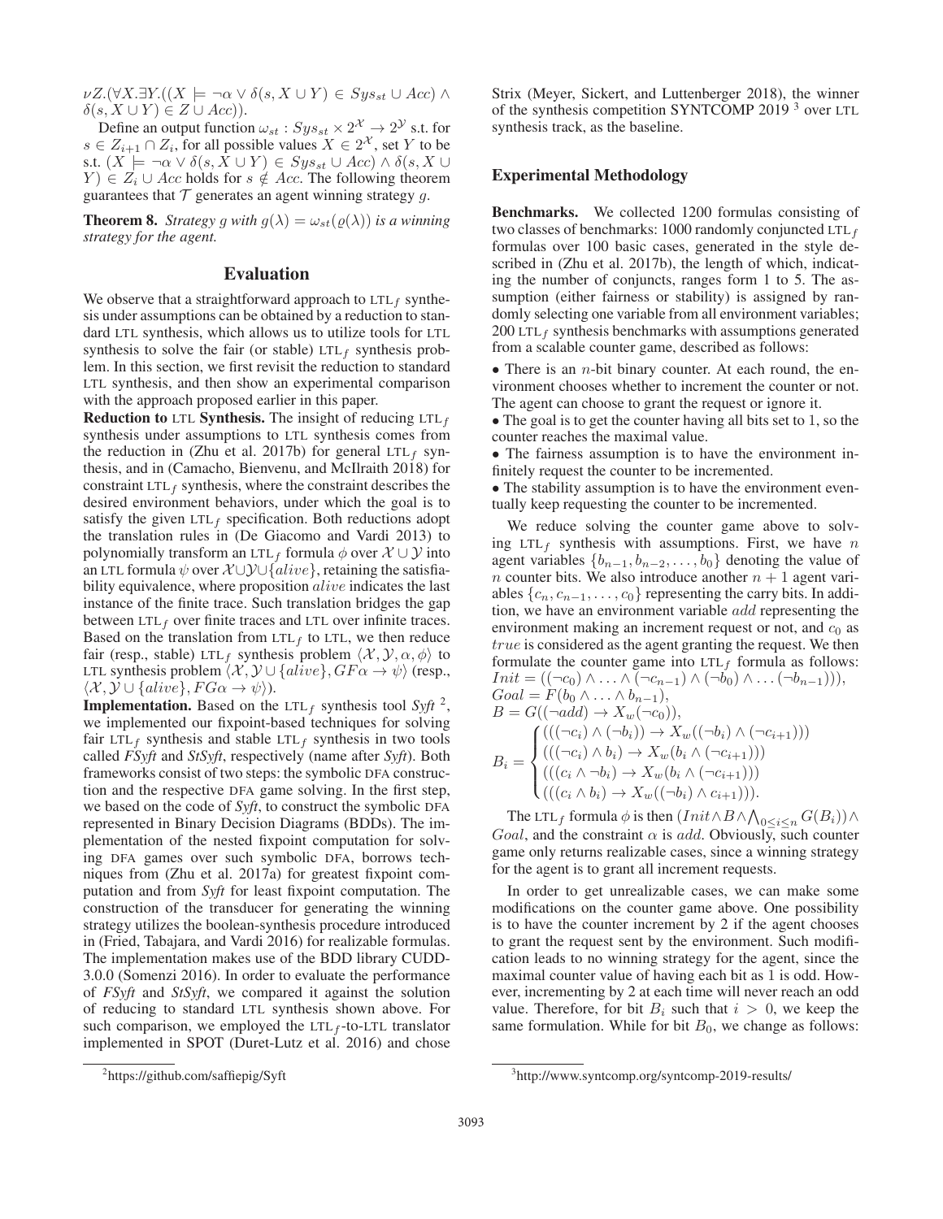$\nu Z.(\forall X.\exists Y.((X \models \neg\alpha \vee \delta(s, X \cup Y) \in Sys_{st} \cup Acc) \wedge \delta(s, X \cup Y) \in Z \cup Acc))$.

Define an output function $\omega_{st} : Sys_{st} \times 2^{\mathcal{X}} \to 2^{\mathcal{Y}}$ s.t. for $s \in Z_{i+1} \cap Z_i$, for all possible values $X \in 2^{\mathcal{X}}$, set $Y$ to be s.t. $(X \models \neg\alpha \vee \delta(s, X \cup Y) \in Sys_{st} \cup Acc) \wedge \delta(s, X \cup Y) \in Z_i \cup Acc$ holds for $s \notin Acc$. The following theorem guarantees that $\mathcal{T}$ generates an agent winning strategy $g$.

**Theorem 8.** *Strategy $g$ with $g(\lambda) = \omega_{st}(\varrho(\lambda))$ is a winning strategy for the agent.*

## Evaluation

We observe that a straightforward approach to LTL$_f$ synthesis under assumptions can be obtained by a reduction to standard LTL synthesis, which allows us to utilize tools for LTL synthesis to solve the fair (or stable) LTL$_f$ synthesis problem. In this section, we first revisit the reduction to standard LTL synthesis, and then show an experimental comparison with the approach proposed earlier in this paper.

**Reduction to LTL Synthesis.** The insight of reducing LTL$_f$ synthesis under assumptions to LTL synthesis comes from the reduction in (Zhu et al. 2017b) for general LTL$_f$ synthesis, and in (Camacho, Bienvenu, and McIlraith 2018) for constraint LTL$_f$ synthesis, where the constraint describes the desired environment behaviors, under which the goal is to satisfy the given LTL$_f$ specification. Both reductions adopt the translation rules in (De Giacomo and Vardi 2013) to polynomially transform an LTL$_f$ formula $\phi$ over $\mathcal{X} \cup \mathcal{Y}$ into an LTL formula $\psi$ over $\mathcal{X} \cup \mathcal{Y} \cup \{alive\}$, retaining the satisfiability equivalence, where proposition $alive$ indicates the last instance of the finite trace. Such translation bridges the gap between LTL$_f$ over finite traces and LTL over infinite traces. Based on the translation from LTL$_f$ to LTL, we then reduce fair (resp., stable) LTL$_f$ synthesis problem $\langle \mathcal{X}, \mathcal{Y}, \alpha, \phi \rangle$ to LTL synthesis problem $\langle \mathcal{X}, \mathcal{Y} \cup \{alive\}, GF\alpha \to \psi \rangle$ (resp., $\langle \mathcal{X}, \mathcal{Y} \cup \{alive\}, FG\alpha \to \psi \rangle$).

**Implementation.** Based on the LTL$_f$ synthesis tool *Syft* [2], we implemented our fixpoint-based techniques for solving fair LTL$_f$ synthesis and stable LTL$_f$ synthesis in two tools called *FSyft* and *StSyft*, respectively (name after *Syft*). Both frameworks consist of two steps: the symbolic DFA construction and the respective DFA game solving. In the first step, we based on the code of *Syft*, to construct the symbolic DFA represented in Binary Decision Diagrams (BDDs). The implementation of the nested fixpoint computation for solving DFA games over such symbolic DFA, borrows techniques from (Zhu et al. 2017a) for greatest fixpoint computation and from *Syft* for least fixpoint computation. The construction of the transducer for generating the winning strategy utilizes the boolean-synthesis procedure introduced in (Fried, Tabajara, and Vardi 2016) for realizable formulas. The implementation makes use of the BDD library CUDD-3.0.0 (Somenzi 2016). In order to evaluate the performance of *FSyft* and *StSyft*, we compared it against the solution of reducing to standard LTL synthesis shown above. For such comparison, we employed the LTL$_f$-to-LTL translator implemented in SPOT (Duret-Lutz et al. 2016) and chose Strix (Meyer, Sickert, and Luttenberger 2018), the winner of the synthesis competition SYNTCOMP 2019 [3] over LTL synthesis track, as the baseline.

[2] https://github.com/saffiepig/Syft

[3] http://www.syntcomp.org/syntcomp-2019-results/

### Experimental Methodology

**Benchmarks.** We collected 1200 formulas consisting of two classes of benchmarks: 1000 randomly conjuncted LTL$_f$ formulas over 100 basic cases, generated in the style described in (Zhu et al. 2017b), the length of which, indicating the number of conjuncts, ranges form 1 to 5. The assumption (either fairness or stability) is assigned by randomly selecting one variable from all environment variables; 200 LTL$_f$ synthesis benchmarks with assumptions generated from a scalable counter game, described as follows:

- There is an $n$-bit binary counter. At each round, the environment chooses whether to increment the counter or not. The agent can choose to grant the request or ignore it.
- The goal is to get the counter having all bits set to 1, so the counter reaches the maximal value.
- The fairness assumption is to have the environment infinitely request the counter to be incremented.
- The stability assumption is to have the environment eventually keep requesting the counter to be incremented.

We reduce solving the counter game above to solving LTL$_f$ synthesis with assumptions. First, we have $n$ agent variables $\{b_{n-1}, b_{n-2}, \ldots, b_0\}$ denoting the value of $n$ counter bits. We also introduce another $n+1$ agent variables $\{c_n, c_{n-1}, \ldots, c_0\}$ representing the carry bits. In addition, we have an environment variable $add$ representing the environment making an increment request or not, and $c_0$ as $true$ is considered as the agent granting the request. We then formulate the counter game into LTL$_f$ formula as follows:

$$Init = ((\neg c_0) \wedge \ldots \wedge (\neg c_{n-1}) \wedge (\neg b_0) \wedge \ldots (\neg b_{n-1}))),$$
$$Goal = F(b_0 \wedge \ldots \wedge b_{n-1}),$$
$$B = G((\neg add) \to X_w(\neg c_0)),$$
$$B_i = \begin{cases} (((\neg c_i) \wedge (\neg b_i)) \to X_w((\neg b_i) \wedge (\neg c_{i+1}))) \\ (((\neg c_i) \wedge b_i) \to X_w(b_i \wedge (\neg c_{i+1}))) \\ (((c_i \wedge \neg b_i) \to X_w(b_i \wedge (\neg c_{i+1}))) \\ (((c_i \wedge b_i) \to X_w((\neg b_i) \wedge c_{i+1}))). \end{cases}$$

The LTL$_f$ formula $\phi$ is then $(Init \wedge B \wedge \bigwedge_{0 \leq i \leq n} G(B_i)) \wedge Goal$, and the constraint $\alpha$ is $add$. Obviously, such counter game only returns realizable cases, since a winning strategy for the agent is to grant all increment requests.

In order to get unrealizable cases, we can make some modifications on the counter game above. One possibility is to have the counter increment by 2 if the agent chooses to grant the request sent by the environment. Such modification leads to no winning strategy for the agent, since the maximal counter value of having each bit as 1 is odd. However, incrementing by 2 at each time will never reach an odd value. Therefore, for bit $B_i$ such that $i > 0$, we keep the same formulation. While for bit $B_0$, we change as follows: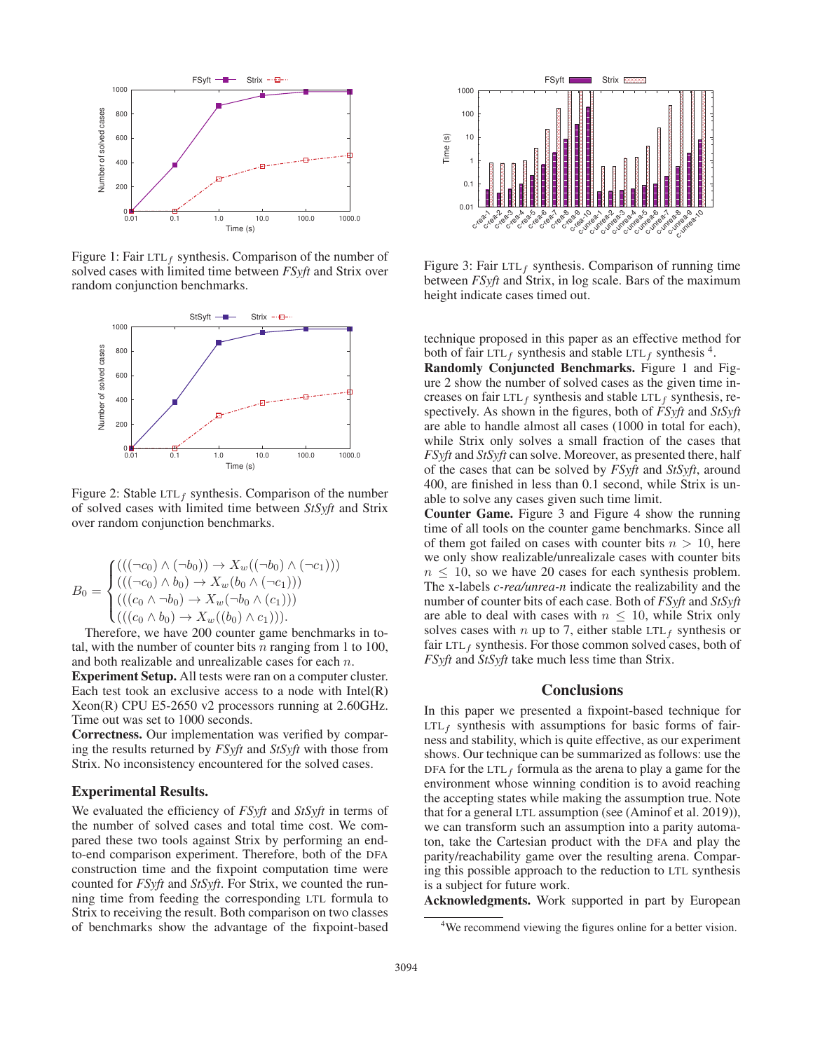Figure 1: Fair $\text{LTL}_f$ synthesis. Comparison of the number of solved cases with limited time between *FSyft* and Strix over random conjunction benchmarks.

Figure 2: Stable $\text{LTL}_f$ synthesis. Comparison of the number of solved cases with limited time between *StSyft* and Strix over random conjunction benchmarks.

$$B_0 = \begin{cases} (((\neg c_0) \wedge (\neg b_0)) \rightarrow X_w((\neg b_0) \wedge (\neg c_1))) \\ (((\neg c_0) \wedge b_0) \rightarrow X_w(b_0 \wedge (\neg c_1))) \\ (((c_0 \wedge \neg b_0) \rightarrow X_w(\neg b_0 \wedge (c_1))) \\ (((c_0 \wedge b_0) \rightarrow X_w((b_0) \wedge c_1))). \end{cases}$$

Therefore, we have 200 counter game benchmarks in total, with the number of counter bits $n$ ranging from 1 to 100, and both realizable and unrealizable cases for each $n$.

**Experiment Setup.** All tests were ran on a computer cluster. Each test took an exclusive access to a node with Intel(R) Xeon(R) CPU E5-2650 v2 processors running at 2.60GHz. Time out was set to 1000 seconds.

**Correctness.** Our implementation was verified by comparing the results returned by *FSyft* and *StSyft* with those from Strix. No inconsistency encountered for the solved cases.

### Experimental Results.

We evaluated the efficiency of *FSyft* and *StSyft* in terms of the number of solved cases and total time cost. We compared these two tools against Strix by performing an end-to-end comparison experiment. Therefore, both of the DFA construction time and the fixpoint computation time were counted for *FSyft* and *StSyft*. For Strix, we counted the running time from feeding the corresponding LTL formula to Strix to receiving the result. Both comparison on two classes of benchmarks show the advantage of the fixpoint-based

Figure 3: Fair $\text{LTL}_f$ synthesis. Comparison of running time between *FSyft* and Strix, in log scale. Bars of the maximum height indicate cases timed out.

technique proposed in this paper as an effective method for both of fair $\text{LTL}_f$ synthesis and stable $\text{LTL}_f$ synthesis [4].

**Randomly Conjuncted Benchmarks.** Figure 1 and Figure 2 show the number of solved cases as the given time increases on fair $\text{LTL}_f$ synthesis and stable $\text{LTL}_f$ synthesis, respectively. As shown in the figures, both of *FSyft* and *StSyft* are able to handle almost all cases (1000 in total for each), while Strix only solves a small fraction of the cases that *FSyft* and *StSyft* can solve. Moreover, as presented there, half of the cases that can be solved by *FSyft* and *StSyft*, around 400, are finished in less than 0.1 second, while Strix is unable to solve any cases given such time limit.

**Counter Game.** Figure 3 and Figure 4 show the running time of all tools on the counter game benchmarks. Since all of them got failed on cases with counter bits $n > 10$, here we only show realizable/unrealizable cases with counter bits $n \leq 10$, so we have 20 cases for each synthesis problem. The x-labels *c-rea/unrea-n* indicate the realizability and the number of counter bits of each case. Both of *FSyft* and *StSyft* are able to deal with cases with $n \leq 10$, while Strix only solves cases with $n$ up to 7, either stable $\text{LTL}_f$ synthesis or fair $\text{LTL}_f$ synthesis. For those common solved cases, both of *FSyft* and *StSyft* take much less time than Strix.

## Conclusions

In this paper we presented a fixpoint-based technique for $\text{LTL}_f$ synthesis with assumptions for basic forms of fairness and stability, which is quite effective, as our experiment shows. Our technique can be summarized as follows: use the DFA for the $\text{LTL}_f$ formula as the arena to play a game for the environment whose winning condition is to avoid reaching the accepting states while making the assumption true. Note that for a general LTL assumption (see (Aminof et al. 2019)), we can transform such an assumption into a parity automaton, take the Cartesian product with the DFA and play the parity/reachability game over the resulting arena. Comparing this possible approach to the reduction to LTL synthesis is a subject for future work.

**Acknowledgments.** Work supported in part by European

[4] We recommend viewing the figures online for a better vision.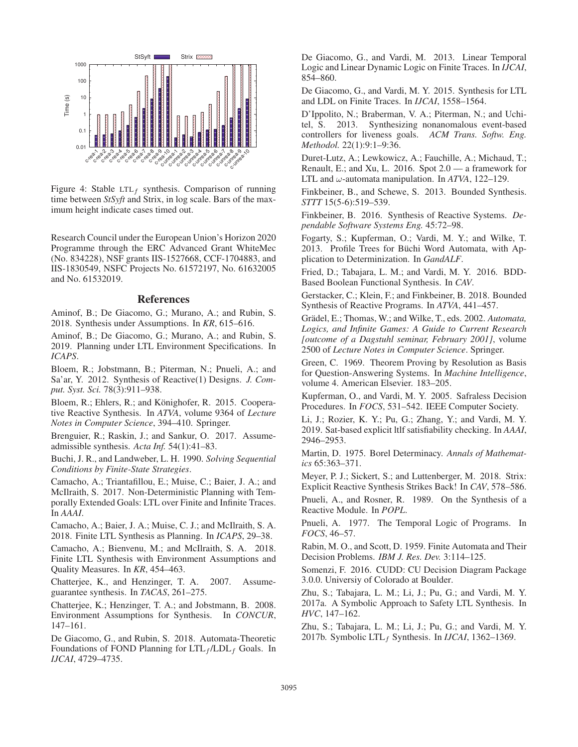StSyft Strix

1000
100
10
1
0.1
0.01

Time (s)

c-rea-1 c-rea-2 c-rea-3 c-rea-4 c-rea-5 c-rea-6 c-rea-7 c-rea-8 c-rea-9 c-rea-10 c-unrea-1 c-unrea-2 c-unrea-3 c-unrea-4 c-unrea-5 c-unrea-6 c-unrea-7 c-unrea-8 c-unrea-9 c-unrea-10

Figure 4: Stable $\text{LTL}_f$ synthesis. Comparison of running time between *StSyft* and Strix, in log scale. Bars of the maximum height indicate cases timed out.

Research Council under the European Union's Horizon 2020 Programme through the ERC Advanced Grant WhiteMec (No. 834228), NSF grants IIS-1527668, CCF-1704883, and IIS-1830549, NSFC Projects No. 61572197, No. 61632005 and No. 61532019.

## References

Aminof, B.; De Giacomo, G.; Murano, A.; and Rubin, S. 2018. Synthesis under Assumptions. In *KR*, 615–616.

Aminof, B.; De Giacomo, G.; Murano, A.; and Rubin, S. 2019. Planning under LTL Environment Specifications. In *ICAPS*.

Bloem, R.; Jobstmann, B.; Piterman, N.; Pnueli, A.; and Sa'ar, Y. 2012. Synthesis of Reactive(1) Designs. *J. Comput. Syst. Sci.* 78(3):911–938.

Bloem, R.; Ehlers, R.; and Könighofer, R. 2015. Cooperative Reactive Synthesis. In *ATVA*, volume 9364 of *Lecture Notes in Computer Science*, 394–410. Springer.

Brenguier, R.; Raskin, J.; and Sankur, O. 2017. Assume-admissible synthesis. *Acta Inf.* 54(1):41–83.

Buchi, J. R., and Landweber, L. H. 1990. *Solving Sequential Conditions by Finite-State Strategies*.

Camacho, A.; Triantafillou, E.; Muise, C.; Baier, J. A.; and McIlraith, S. 2017. Non-Deterministic Planning with Temporally Extended Goals: LTL over Finite and Infinite Traces. In *AAAI*.

Camacho, A.; Baier, J. A.; Muise, C. J.; and McIlraith, S. A. 2018. Finite LTL Synthesis as Planning. In *ICAPS*, 29–38.

Camacho, A.; Bienvenu, M.; and McIlraith, S. A. 2018. Finite LTL Synthesis with Environment Assumptions and Quality Measures. In *KR*, 454–463.

Chatterjee, K., and Henzinger, T. A. 2007. Assume-guarantee synthesis. In *TACAS*, 261–275.

Chatterjee, K.; Henzinger, T. A.; and Jobstmann, B. 2008. Environment Assumptions for Synthesis. In *CONCUR*, 147–161.

De Giacomo, G., and Rubin, S. 2018. Automata-Theoretic Foundations of FOND Planning for $\text{LTL}_f$/$\text{LDL}_f$ Goals. In *IJCAI*, 4729–4735.

De Giacomo, G., and Vardi, M. 2013. Linear Temporal Logic and Linear Dynamic Logic on Finite Traces. In *IJCAI*, 854–860.

De Giacomo, G., and Vardi, M. Y. 2015. Synthesis for LTL and LDL on Finite Traces. In *IJCAI*, 1558–1564.

D'Ippolito, N.; Braberman, V. A.; Piterman, N.; and Uchitel, S. 2013. Synthesizing nonanomalous event-based controllers for liveness goals. *ACM Trans. Softw. Eng. Methodol.* 22(1):9:1–9:36.

Duret-Lutz, A.; Lewkowicz, A.; Fauchille, A.; Michaud, T.; Renault, E.; and Xu, L. 2016. Spot 2.0 — a framework for LTL and $\omega$-automata manipulation. In *ATVA*, 122–129.

Finkbeiner, B., and Schewe, S. 2013. Bounded Synthesis. *STTT* 15(5-6):519–539.

Finkbeiner, B. 2016. Synthesis of Reactive Systems. *Dependable Software Systems Eng.* 45:72–98.

Fogarty, S.; Kupferman, O.; Vardi, M. Y.; and Wilke, T. 2013. Profile Trees for Büchi Word Automata, with Application to Determinization. In *GandALF*.

Fried, D.; Tabajara, L. M.; and Vardi, M. Y. 2016. BDD-Based Boolean Functional Synthesis. In *CAV*.

Gerstacker, C.; Klein, F.; and Finkbeiner, B. 2018. Bounded Synthesis of Reactive Programs. In *ATVA*, 441–457.

Grädel, E.; Thomas, W.; and Wilke, T., eds. 2002. *Automata, Logics, and Infinite Games: A Guide to Current Research [outcome of a Dagstuhl seminar, February 2001]*, volume 2500 of *Lecture Notes in Computer Science*. Springer.

Green, C. 1969. Theorem Proving by Resolution as Basis for Question-Answering Systems. In *Machine Intelligence*, volume 4. American Elsevier. 183–205.

Kupferman, O., and Vardi, M. Y. 2005. Safraless Decision Procedures. In *FOCS*, 531–542. IEEE Computer Society.

Li, J.; Rozier, K. Y.; Pu, G.; Zhang, Y.; and Vardi, M. Y. 2019. Sat-based explicit ltlf satisfiability checking. In *AAAI*, 2946–2953.

Martin, D. 1975. Borel Determinacy. *Annals of Mathematics* 65:363–371.

Meyer, P. J.; Sickert, S.; and Luttenberger, M. 2018. Strix: Explicit Reactive Synthesis Strikes Back! In *CAV*, 578–586.

Pnueli, A., and Rosner, R. 1989. On the Synthesis of a Reactive Module. In *POPL*.

Pnueli, A. 1977. The Temporal Logic of Programs. In *FOCS*, 46–57.

Rabin, M. O., and Scott, D. 1959. Finite Automata and Their Decision Problems. *IBM J. Res. Dev.* 3:114–125.

Somenzi, F. 2016. CUDD: CU Decision Diagram Package 3.0.0. Universiy of Colorado at Boulder.

Zhu, S.; Tabajara, L. M.; Li, J.; Pu, G.; and Vardi, M. Y. 2017a. A Symbolic Approach to Safety LTL Synthesis. In *HVC*, 147–162.

Zhu, S.; Tabajara, L. M.; Li, J.; Pu, G.; and Vardi, M. Y. 2017b. Symbolic $\text{LTL}_f$ Synthesis. In *IJCAI*, 1362–1369.